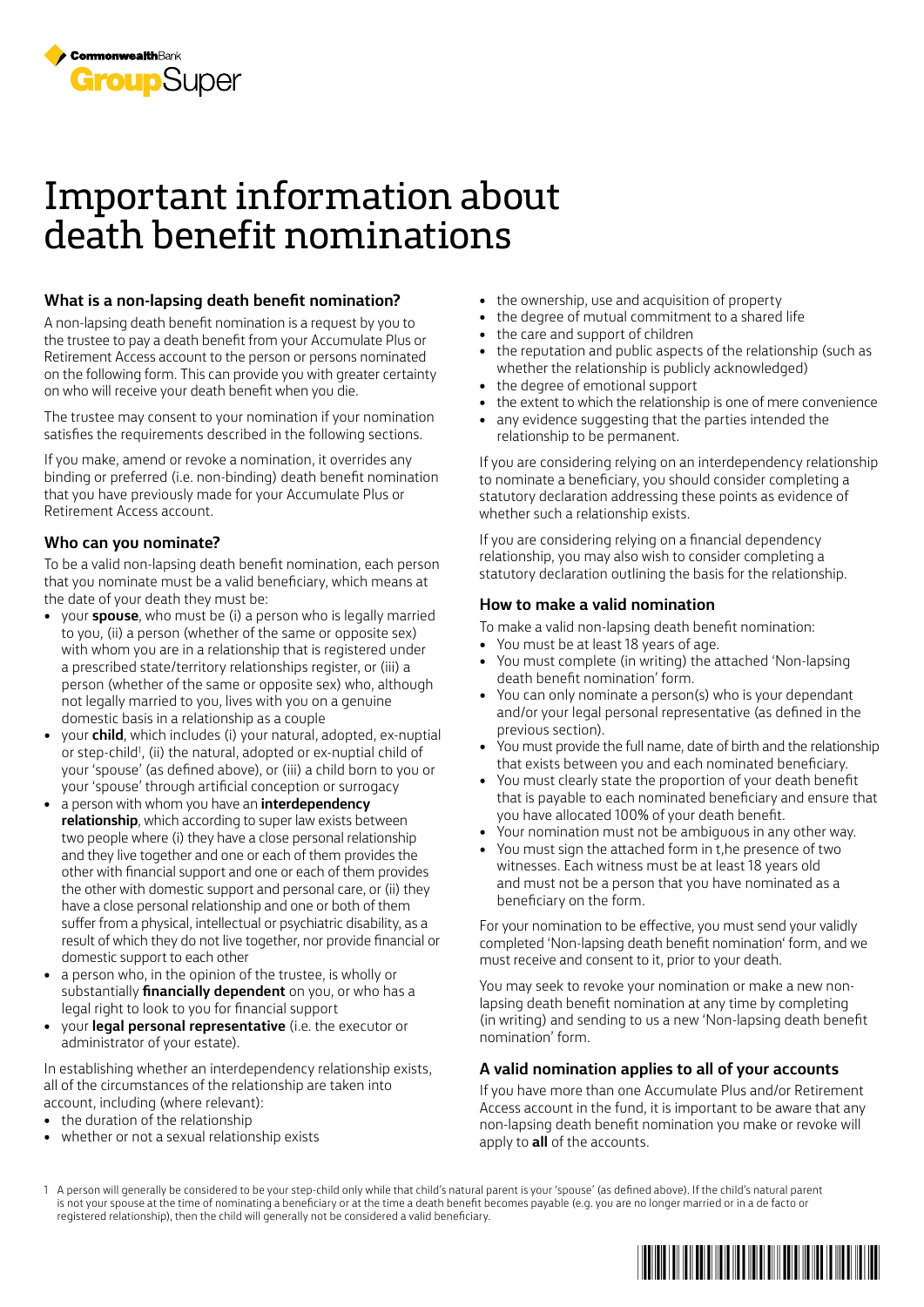# Important information about death benefit nominations

### What is a non-lapsing death benefit nomination?

A non-lapsing death benefit nomination is a request by you to the trustee to pay a death benefit from your Accumulate Plus or Retirement Access account to the person or persons nominated on the following form. This can provide you with greater certainty on who will receive your death benefit when you die.

The trustee may consent to your nomination if your nomination satisfies the requirements described in the following sections.

If you make, amend or revoke a nomination, it overrides any binding or preferred (i.e. non-binding) death benefit nomination that you have previously made for your Accumulate Plus or Retirement Access account.

### Who can you nominate?

To be a valid non-lapsing death benefit nomination, each person that you nominate must be a valid beneficiary, which means at the date of your death they must be:

- your **spouse**, who must be (i) a person who is legally married to you, (ii) a person (whether of the same or opposite sex) with whom you are in a relationship that is registered under a prescribed state/territory relationships register, or (iii) a person (whether of the same or opposite sex) who, although not legally married to you, lives with you on a genuine domestic basis in a relationship as a couple
- your **child**, which includes (i) your natural, adopted, ex-nuptial or step-child[1], (ii) the natural, adopted or ex-nuptial child of your 'spouse' (as defined above), or (iii) a child born to you or your 'spouse' through artificial conception or surrogacy
- a person with whom you have an **interdependency relationship**, which according to super law exists between two people where (i) they have a close personal relationship and they live together and one or each of them provides the other with financial support and one or each of them provides the other with domestic support and personal care, or (ii) they have a close personal relationship and one or both of them suffer from a physical, intellectual or psychiatric disability, as a result of which they do not live together, nor provide financial or domestic support to each other
- a person who, in the opinion of the trustee, is wholly or substantially **financially dependent** on you, or who has a legal right to look to you for financial support
- your **legal personal representative** (i.e. the executor or administrator of your estate).

In establishing whether an interdependency relationship exists, all of the circumstances of the relationship are taken into account, including (where relevant):

- the duration of the relationship
- whether or not a sexual relationship exists
- the ownership, use and acquisition of property
- the degree of mutual commitment to a shared life
- the care and support of children
- the reputation and public aspects of the relationship (such as whether the relationship is publicly acknowledged)
- the degree of emotional support
- the extent to which the relationship is one of mere convenience
- any evidence suggesting that the parties intended the relationship to be permanent.

If you are considering relying on an interdependency relationship to nominate a beneficiary, you should consider completing a statutory declaration addressing these points as evidence of whether such a relationship exists.

If you are considering relying on a financial dependency relationship, you may also wish to consider completing a statutory declaration outlining the basis for the relationship.

### How to make a valid nomination

To make a valid non-lapsing death benefit nomination:

- You must be at least 18 years of age.
- You must complete (in writing) the attached 'Non-lapsing death benefit nomination' form.
- You can only nominate a person(s) who is your dependant and/or your legal personal representative (as defined in the previous section).
- You must provide the full name, date of birth and the relationship that exists between you and each nominated beneficiary.
- You must clearly state the proportion of your death benefit that is payable to each nominated beneficiary and ensure that you have allocated 100% of your death benefit.
- Your nomination must not be ambiguous in any other way.
- You must sign the attached form in t,he presence of two witnesses. Each witness must be at least 18 years old and must not be a person that you have nominated as a beneficiary on the form.

For your nomination to be effective, you must send your validly completed 'Non-lapsing death benefit nomination' form, and we must receive and consent to it, prior to your death.

You may seek to revoke your nomination or make a new non-lapsing death benefit nomination at any time by completing (in writing) and sending to us a new 'Non-lapsing death benefit nomination' form.

### A valid nomination applies to all of your accounts

If you have more than one Accumulate Plus and/or Retirement Access account in the fund, it is important to be aware that any non-lapsing death benefit nomination you make or revoke will apply to **all** of the accounts.

[1] A person will generally be considered to be your step-child only while that child's natural parent is your 'spouse' (as defined above). If the child's natural parent is not your spouse at the time of nominating a beneficiary or at the time a death benefit becomes payable (e.g. you are no longer married or in a de facto or registered relationship), then the child will generally not be considered a valid beneficiary.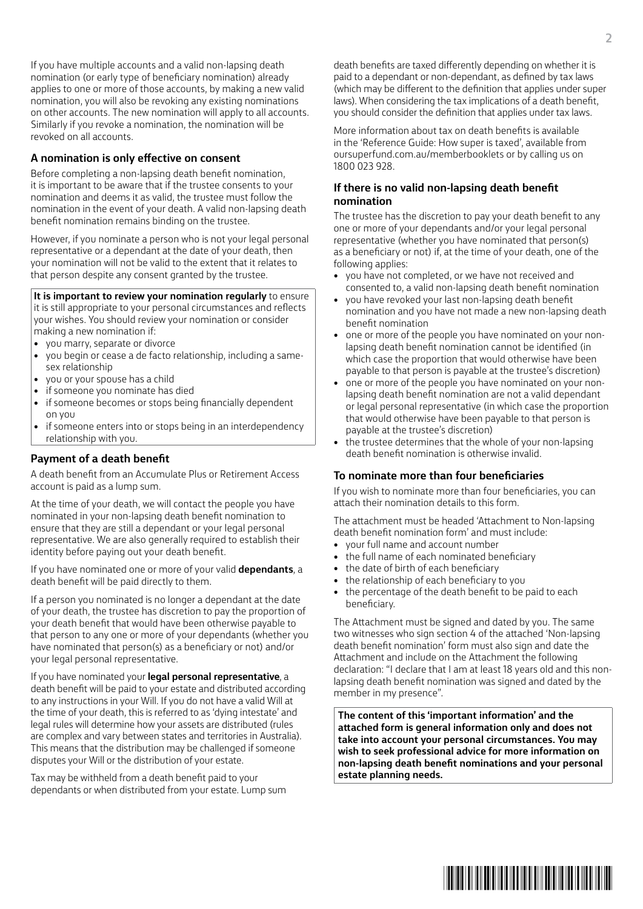If you have multiple accounts and a valid non-lapsing death nomination (or early type of beneficiary nomination) already applies to one or more of those accounts, by making a new valid nomination, you will also be revoking any existing nominations on other accounts. The new nomination will apply to all accounts. Similarly if you revoke a nomination, the nomination will be revoked on all accounts.

### A nomination is only effective on consent

Before completing a non-lapsing death benefit nomination, it is important to be aware that if the trustee consents to your nomination and deems it as valid, the trustee must follow the nomination in the event of your death. A valid non-lapsing death benefit nomination remains binding on the trustee.

However, if you nominate a person who is not your legal personal representative or a dependant at the date of your death, then your nomination will not be valid to the extent that it relates to that person despite any consent granted by the trustee.

**It is important to review your nomination regularly** to ensure it is still appropriate to your personal circumstances and reflects your wishes. You should review your nomination or consider making a new nomination if:

- you marry, separate or divorce
- you begin or cease a de facto relationship, including a same-sex relationship
- you or your spouse has a child
- if someone you nominate has died
- if someone becomes or stops being financially dependent on you
- if someone enters into or stops being in an interdependency relationship with you.

### Payment of a death benefit

A death benefit from an Accumulate Plus or Retirement Access account is paid as a lump sum.

At the time of your death, we will contact the people you have nominated in your non-lapsing death benefit nomination to ensure that they are still a dependant or your legal personal representative. We are also generally required to establish their identity before paying out your death benefit.

If you have nominated one or more of your valid **dependants**, a death benefit will be paid directly to them.

If a person you nominated is no longer a dependant at the date of your death, the trustee has discretion to pay the proportion of your death benefit that would have been otherwise payable to that person to any one or more of your dependants (whether you have nominated that person(s) as a beneficiary or not) and/or your legal personal representative.

If you have nominated your **legal personal representative**, a death benefit will be paid to your estate and distributed according to any instructions in your Will. If you do not have a valid Will at the time of your death, this is referred to as 'dying intestate' and legal rules will determine how your assets are distributed (rules are complex and vary between states and territories in Australia). This means that the distribution may be challenged if someone disputes your Will or the distribution of your estate.

Tax may be withheld from a death benefit paid to your dependants or when distributed from your estate. Lump sum death benefits are taxed differently depending on whether it is paid to a dependant or non-dependant, as defined by tax laws (which may be different to the definition that applies under super laws). When considering the tax implications of a death benefit, you should consider the definition that applies under tax laws.

More information about tax on death benefits is available in the 'Reference Guide: How super is taxed', available from oursuperfund.com.au/memberbooklets or by calling us on 1800 023 928.

### If there is no valid non-lapsing death benefit nomination

The trustee has the discretion to pay your death benefit to any one or more of your dependants and/or your legal personal representative (whether you have nominated that person(s) as a beneficiary or not) if, at the time of your death, one of the following applies:

- you have not completed, or we have not received and consented to, a valid non-lapsing death benefit nomination
- you have revoked your last non-lapsing death benefit nomination and you have not made a new non-lapsing death benefit nomination
- one or more of the people you have nominated on your non-lapsing death benefit nomination cannot be identified (in which case the proportion that would otherwise have been payable to that person is payable at the trustee's discretion)
- one or more of the people you have nominated on your non-lapsing death benefit nomination are not a valid dependant or legal personal representative (in which case the proportion that would otherwise have been payable to that person is payable at the trustee's discretion)
- the trustee determines that the whole of your non-lapsing death benefit nomination is otherwise invalid.

### To nominate more than four beneficiaries

If you wish to nominate more than four beneficiaries, you can attach their nomination details to this form.

The attachment must be headed 'Attachment to Non-lapsing death benefit nomination form' and must include:

- your full name and account number
- the full name of each nominated beneficiary
- the date of birth of each beneficiary
- the relationship of each beneficiary to you
- the percentage of the death benefit to be paid to each beneficiary.

The Attachment must be signed and dated by you. The same two witnesses who sign section 4 of the attached 'Non-lapsing death benefit nomination' form must also sign and date the Attachment and include on the Attachment the following declaration: "I declare that I am at least 18 years old and this non-lapsing death benefit nomination was signed and dated by the member in my presence".

**The content of this 'important information' and the attached form is general information only and does not take into account your personal circumstances. You may wish to seek professional advice for more information on non-lapsing death benefit nominations and your personal estate planning needs.**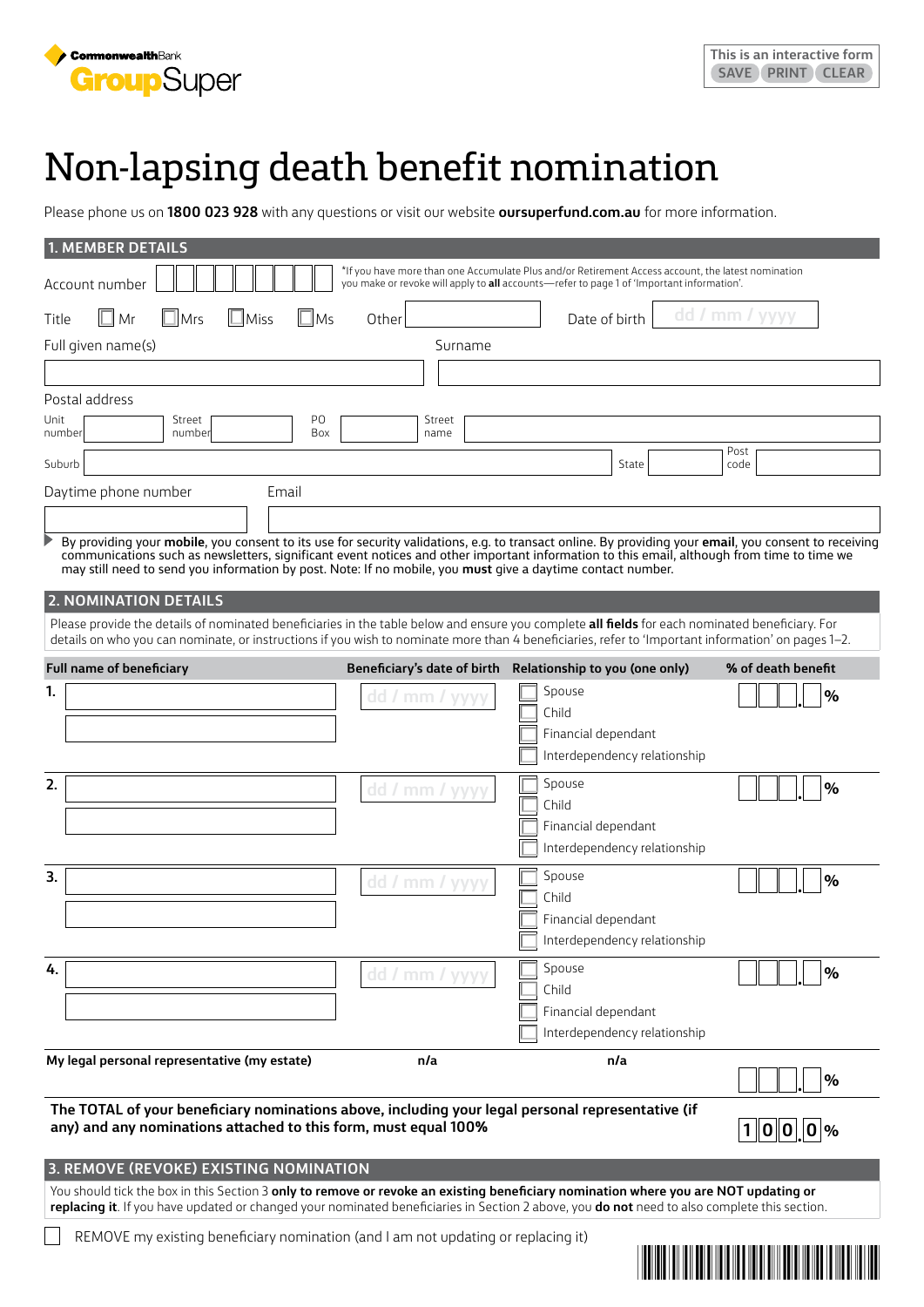CommonwealthBank GroupSuper

This is an interactive form SAVE PRINT CLEAR

# Non-lapsing death benefit nomination

Please phone us on **1800 023 928** with any questions or visit our website **oursuperfund.com.au** for more information.

## 1. MEMBER DETAILS

Account number

*If you have more than one Accumulate Plus and/or Retirement Access account, the latest nomination you make or revoke will apply to **all** accounts—refer to page 1 of 'Important information'.

Title ☐ Mr ☐ Mrs ☐ Miss ☐ Ms Other

Date of birth dd / mm / yyyy

Full given name(s)

Surname

Postal address

Unit number

Street number

PO Box

Street name

Suburb

State

Post code

Daytime phone number

Email

By providing your **mobile**, you consent to its use for security validations, e.g. to transact online. By providing your **email**, you consent to receiving communications such as newsletters, significant event notices and other important information to this email, although from time to time we may still need to send you information by post. Note: If no mobile, you **must** give a daytime contact number.

## 2. NOMINATION DETAILS

Please provide the details of nominated beneficiaries in the table below and ensure you complete **all fields** for each nominated beneficiary. For details on who you can nominate, or instructions if you wish to nominate more than 4 beneficiaries, refer to 'Important information' on pages 1–2.

| Full name of beneficiary | Beneficiary's date of birth | Relationship to you (one only) | % of death benefit |
|---|---|---|---|
| 1. | dd / mm / yyyy | ☐ Spouse ☐ Child ☐ Financial dependant ☐ Interdependency relationship | . % |
| 2. | dd / mm / yyyy | ☐ Spouse ☐ Child ☐ Financial dependant ☐ Interdependency relationship | . % |
| 3. | dd / mm / yyyy | ☐ Spouse ☐ Child ☐ Financial dependant ☐ Interdependency relationship | . % |
| 4. | dd / mm / yyyy | ☐ Spouse ☐ Child ☐ Financial dependant ☐ Interdependency relationship | . % |
| **My legal personal representative (my estate)** | **n/a** | **n/a** | . % |

**The TOTAL of your beneficiary nominations above, including your legal personal representative (if any) and any nominations attached to this form, must equal 100%** — 100.0 %

## 3. REMOVE (REVOKE) EXISTING NOMINATION

You should tick the box in this Section 3 **only to remove or revoke an existing beneficiary nomination where you are NOT updating or replacing it**. If you have updated or changed your nominated beneficiaries in Section 2 above, you **do not** need to also complete this section.

☐ REMOVE my existing beneficiary nomination (and I am not updating or replacing it)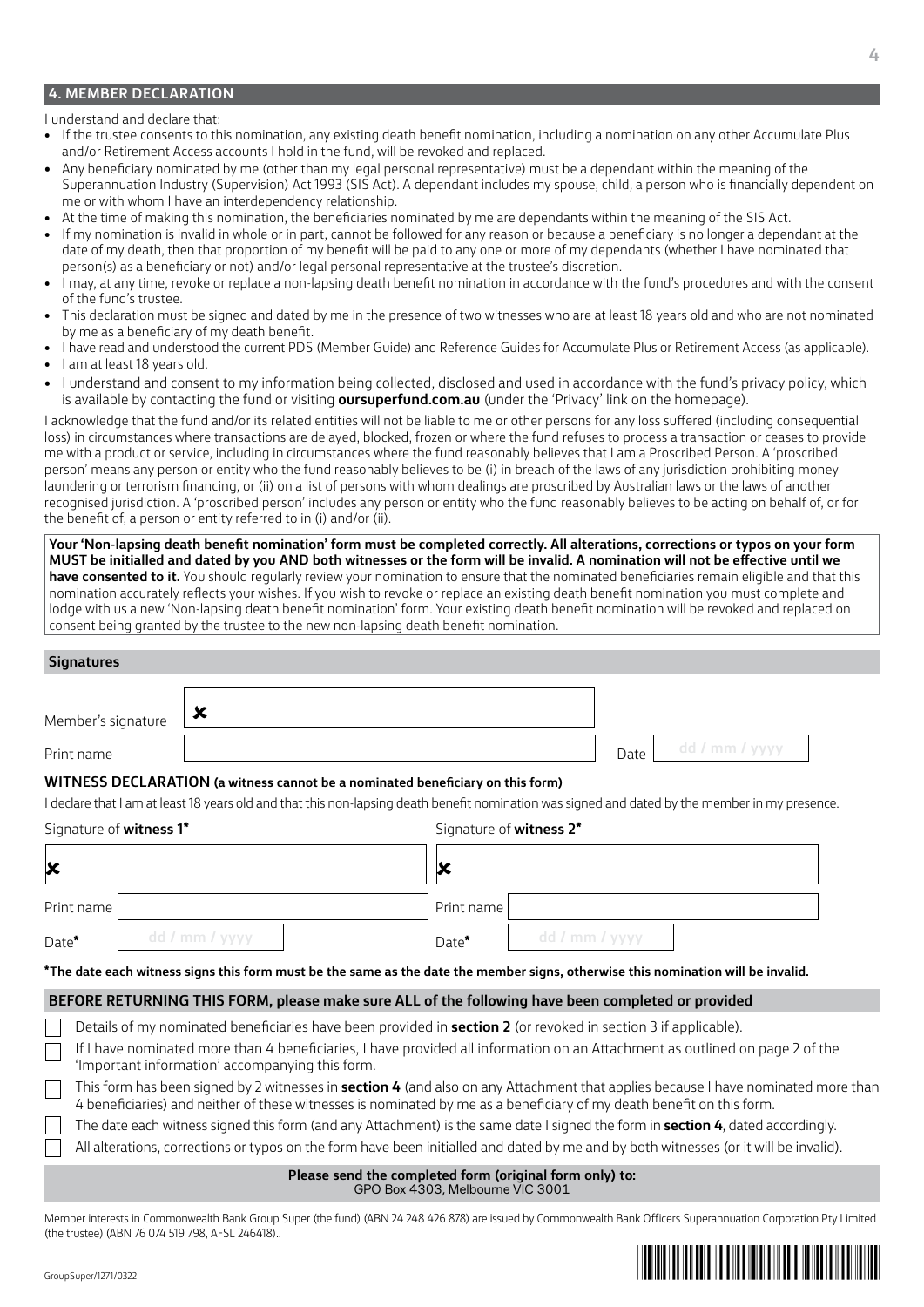## 4. MEMBER DECLARATION

I understand and declare that:

- If the trustee consents to this nomination, any existing death benefit nomination, including a nomination on any other Accumulate Plus and/or Retirement Access accounts I hold in the fund, will be revoked and replaced.
- Any beneficiary nominated by me (other than my legal personal representative) must be a dependant within the meaning of the Superannuation Industry (Supervision) Act 1993 (SIS Act). A dependant includes my spouse, child, a person who is financially dependent on me or with whom I have an interdependency relationship.
- At the time of making this nomination, the beneficiaries nominated by me are dependants within the meaning of the SIS Act.
- If my nomination is invalid in whole or in part, cannot be followed for any reason or because a beneficiary is no longer a dependant at the date of my death, then that proportion of my benefit will be paid to any one or more of my dependants (whether I have nominated that person(s) as a beneficiary or not) and/or legal personal representative at the trustee's discretion.
- I may, at any time, revoke or replace a non-lapsing death benefit nomination in accordance with the fund's procedures and with the consent of the fund's trustee.
- This declaration must be signed and dated by me in the presence of two witnesses who are at least 18 years old and who are not nominated by me as a beneficiary of my death benefit.
- I have read and understood the current PDS (Member Guide) and Reference Guides for Accumulate Plus or Retirement Access (as applicable).
- I am at least 18 years old.
- I understand and consent to my information being collected, disclosed and used in accordance with the fund's privacy policy, which is available by contacting the fund or visiting **oursuperfund.com.au** (under the 'Privacy' link on the homepage).

I acknowledge that the fund and/or its related entities will not be liable to me or other persons for any loss suffered (including consequential loss) in circumstances where transactions are delayed, blocked, frozen or where the fund refuses to process a transaction or ceases to provide me with a product or service, including in circumstances where the fund reasonably believes that I am a Proscribed Person. A 'proscribed person' means any person or entity who the fund reasonably believes to be (i) in breach of the laws of any jurisdiction prohibiting money laundering or terrorism financing, or (ii) on a list of persons with whom dealings are proscribed by Australian laws or the laws of another recognised jurisdiction. A 'proscribed person' includes any person or entity who the fund reasonably believes to be acting on behalf of, or for the benefit of, a person or entity referred to in (i) and/or (ii).

**Your 'Non-lapsing death benefit nomination' form must be completed correctly. All alterations, corrections or typos on your form MUST be initialled and dated by you AND both witnesses or the form will be invalid. A nomination will not be effective until we have consented to it.** You should regularly review your nomination to ensure that the nominated beneficiaries remain eligible and that this nomination accurately reflects your wishes. If you wish to revoke or replace an existing death benefit nomination you must complete and lodge with us a new 'Non-lapsing death benefit nomination' form. Your existing death benefit nomination will be revoked and replaced on consent being granted by the trustee to the new non-lapsing death benefit nomination.

### Signatures

Member's signature ✘ ____________________

Print name ____________________ Date dd / mm / yyyy

**WITNESS DECLARATION (a witness cannot be a nominated beneficiary on this form)**

I declare that I am at least 18 years old and that this non-lapsing death benefit nomination was signed and dated by the member in my presence.

| Signature of **witness 1*** | Signature of **witness 2*** |
|---|---|
| ✘ | ✘ |
| Print name | Print name |
| Date* dd / mm / yyyy | Date* dd / mm / yyyy |

***The date each witness signs this form must be the same as the date the member signs, otherwise this nomination will be invalid.**

### BEFORE RETURNING THIS FORM, please make sure ALL of the following have been completed or provided

- ☐ Details of my nominated beneficiaries have been provided in **section 2** (or revoked in section 3 if applicable).
- ☐ If I have nominated more than 4 beneficiaries, I have provided all information on an Attachment as outlined on page 2 of the 'Important information' accompanying this form.
- ☐ This form has been signed by 2 witnesses in **section 4** (and also on any Attachment that applies because I have nominated more than 4 beneficiaries) and neither of these witnesses is nominated by me as a beneficiary of my death benefit on this form.
- ☐ The date each witness signed this form (and any Attachment) is the same date I signed the form in **section 4**, dated accordingly.
- ☐ All alterations, corrections or typos on the form have been initialled and dated by me and by both witnesses (or it will be invalid).

**Please send the completed form (original form only) to:**
GPO Box 4303, Melbourne VIC 3001

Member interests in Commonwealth Bank Group Super (the fund) (ABN 24 248 426 878) are issued by Commonwealth Bank Officers Superannuation Corporation Pty Limited (the trustee) (ABN 76 074 519 798, AFSL 246418)..

GroupSuper/1271/0322